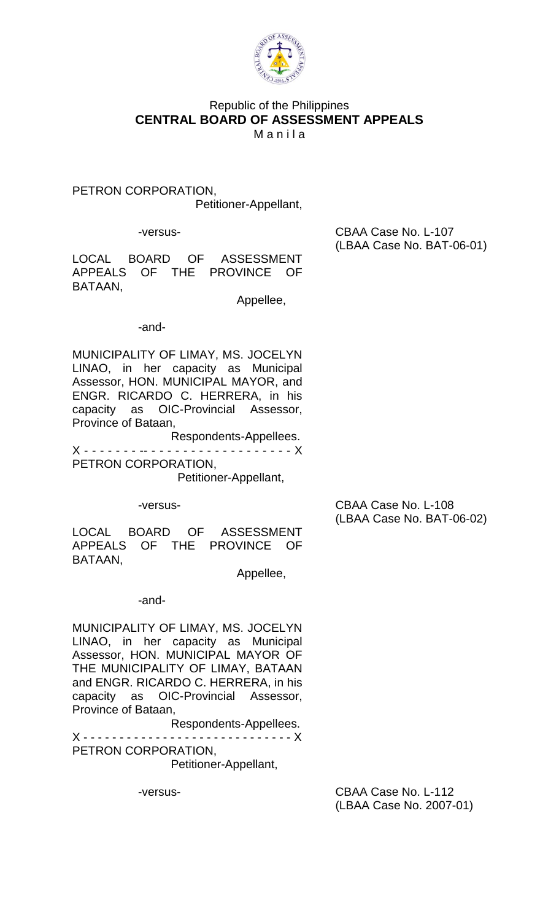Republic of the Philippines
**CENTRAL BOARD OF ASSESSMENT APPEALS**
M a n i l a

PETRON CORPORATION,
Petitioner-Appellant,

-versus-

LOCAL BOARD OF ASSESSMENT APPEALS OF THE PROVINCE OF BATAAN,
Appellee,

-and-

MUNICIPALITY OF LIMAY, MS. JOCELYN LINAO, in her capacity as Municipal Assessor, HON. MUNICIPAL MAYOR, and ENGR. RICARDO C. HERRERA, in his capacity as OIC-Provincial Assessor, Province of Bataan,
Respondents-Appellees.

CBAA Case No. L-107
(LBAA Case No. BAT-06-01)

X - - - - - - - -- - - - - - - - - - - - - - - - - - X

PETRON CORPORATION,
Petitioner-Appellant,

-versus-

LOCAL BOARD OF ASSESSMENT APPEALS OF THE PROVINCE OF BATAAN,
Appellee,

-and-

MUNICIPALITY OF LIMAY, MS. JOCELYN LINAO, in her capacity as Municipal Assessor, HON. MUNICIPAL MAYOR OF THE MUNICIPALITY OF LIMAY, BATAAN and ENGR. RICARDO C. HERRERA, in his capacity as OIC-Provincial Assessor, Province of Bataan,
Respondents-Appellees.

CBAA Case No. L-108
(LBAA Case No. BAT-06-02)

X - - - - - - - - - - - - - - - - - - - - - - - - - - - X

PETRON CORPORATION,
Petitioner-Appellant,

-versus-

CBAA Case No. L-112
(LBAA Case No. 2007-01)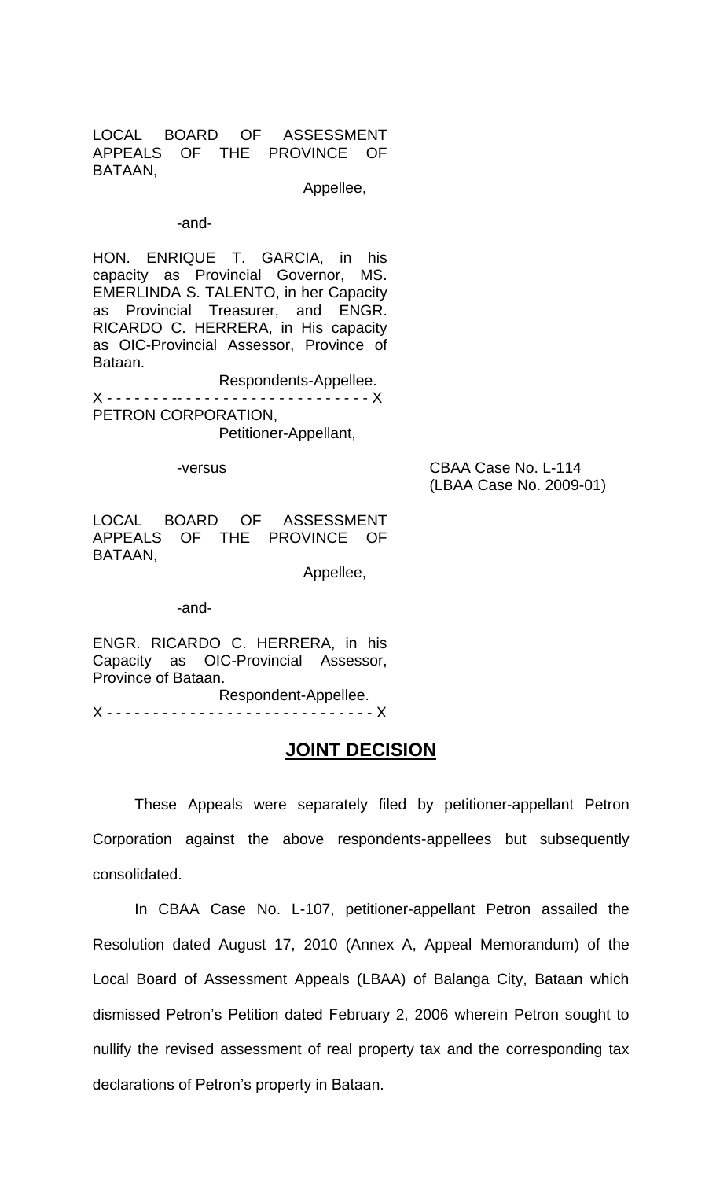LOCAL BOARD OF ASSESSMENT APPEALS OF THE PROVINCE OF BATAAN,

Appellee,

-and-

HON. ENRIQUE T. GARCIA, in his capacity as Provincial Governor, MS. EMERLINDA S. TALENTO, in her Capacity as Provincial Treasurer, and ENGR. RICARDO C. HERRERA, in His capacity as OIC-Provincial Assessor, Province of Bataan.

Respondents-Appellee.

X - - - - - - - -- - - - - - - - - - - - - - - - - - - - X

PETRON CORPORATION,

Petitioner-Appellant,

-versus

CBAA Case No. L-114
(LBAA Case No. 2009-01)

LOCAL BOARD OF ASSESSMENT APPEALS OF THE PROVINCE OF BATAAN,

Appellee,

-and-

ENGR. RICARDO C. HERRERA, in his Capacity as OIC-Provincial Assessor, Province of Bataan.

Respondent-Appellee.

X - - - - - - - - - - - - - - - - - - - - - - - - - - - - X

# JOINT DECISION

These Appeals were separately filed by petitioner-appellant Petron Corporation against the above respondents-appellees but subsequently consolidated.

In CBAA Case No. L-107, petitioner-appellant Petron assailed the Resolution dated August 17, 2010 (Annex A, Appeal Memorandum) of the Local Board of Assessment Appeals (LBAA) of Balanga City, Bataan which dismissed Petron's Petition dated February 2, 2006 wherein Petron sought to nullify the revised assessment of real property tax and the corresponding tax declarations of Petron's property in Bataan.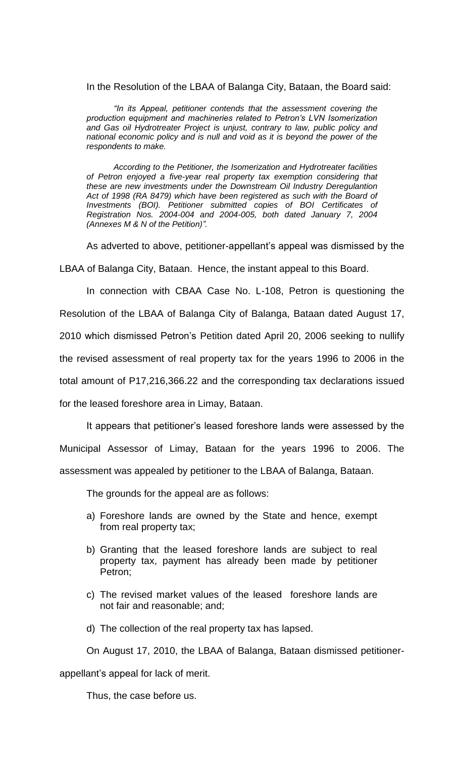In the Resolution of the LBAA of Balanga City, Bataan, the Board said:

> *"In its Appeal, petitioner contends that the assessment covering the production equipment and machineries related to Petron's LVN Isomerization and Gas oil Hydrotreater Project is unjust, contrary to law, public policy and national economic policy and is null and void as it is beyond the power of the respondents to make.*
>
> *According to the Petitioner, the Isomerization and Hydrotreater facilities of Petron enjoyed a five-year real property tax exemption considering that these are new investments under the Downstream Oil Industry Deregulantion Act of 1998 (RA 8479) which have been registered as such with the Board of Investments (BOI). Petitioner submitted copies of BOI Certificates of Registration Nos. 2004-004 and 2004-005, both dated January 7, 2004 (Annexes M & N of the Petition)".*

As adverted to above, petitioner-appellant's appeal was dismissed by the LBAA of Balanga City, Bataan. Hence, the instant appeal to this Board.

In connection with CBAA Case No. L-108, Petron is questioning the Resolution of the LBAA of Balanga City of Balanga, Bataan dated August 17, 2010 which dismissed Petron's Petition dated April 20, 2006 seeking to nullify the revised assessment of real property tax for the years 1996 to 2006 in the total amount of P17,216,366.22 and the corresponding tax declarations issued for the leased foreshore area in Limay, Bataan.

It appears that petitioner's leased foreshore lands were assessed by the Municipal Assessor of Limay, Bataan for the years 1996 to 2006. The assessment was appealed by petitioner to the LBAA of Balanga, Bataan.

The grounds for the appeal are as follows:

a) Foreshore lands are owned by the State and hence, exempt from real property tax;
b) Granting that the leased foreshore lands are subject to real property tax, payment has already been made by petitioner Petron;
c) The revised market values of the leased foreshore lands are not fair and reasonable; and;
d) The collection of the real property tax has lapsed.

On August 17, 2010, the LBAA of Balanga, Bataan dismissed petitioner-appellant's appeal for lack of merit.

Thus, the case before us.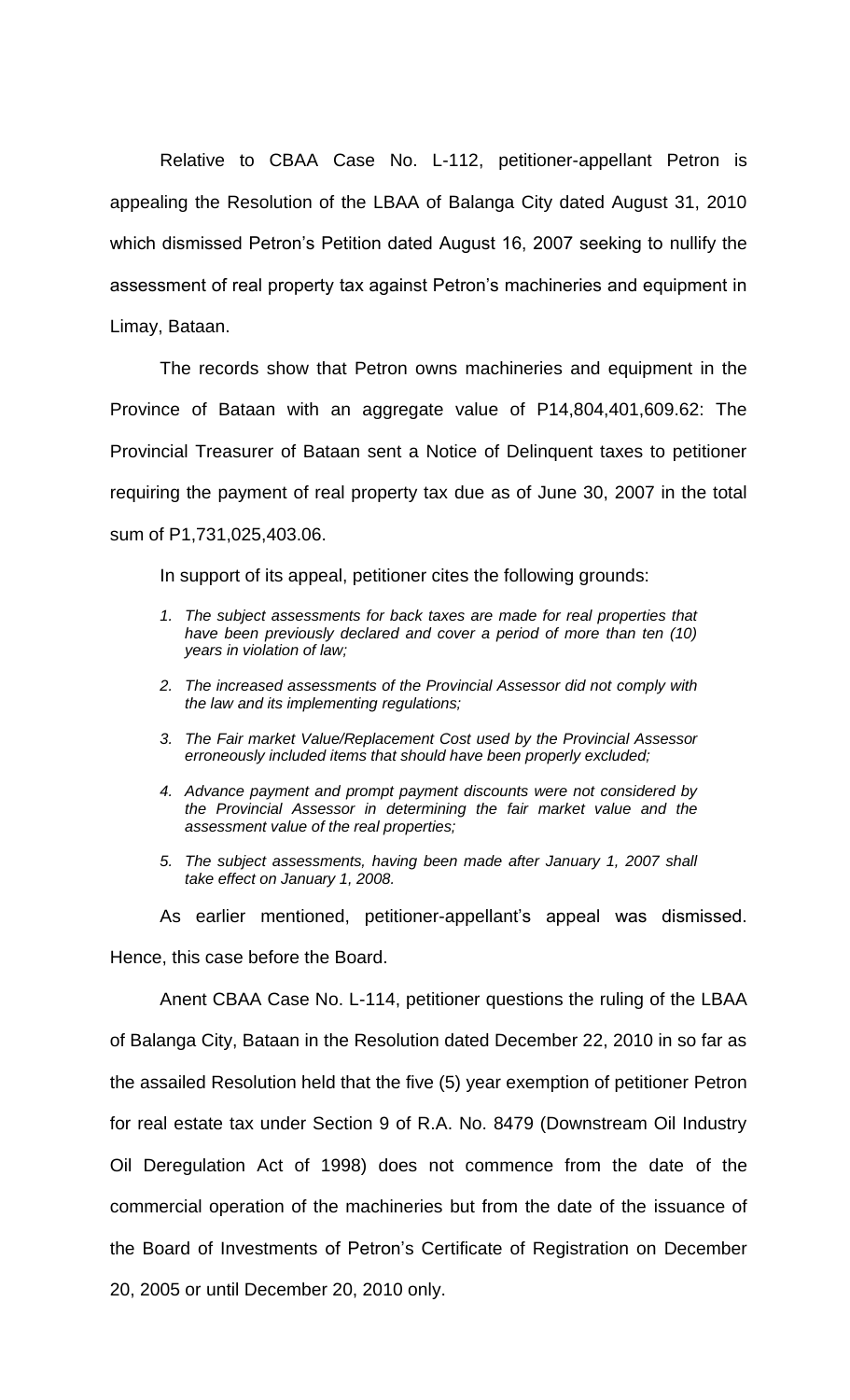Relative to CBAA Case No. L-112, petitioner-appellant Petron is appealing the Resolution of the LBAA of Balanga City dated August 31, 2010 which dismissed Petron's Petition dated August 16, 2007 seeking to nullify the assessment of real property tax against Petron's machineries and equipment in Limay, Bataan.

The records show that Petron owns machineries and equipment in the Province of Bataan with an aggregate value of P14,804,401,609.62: The Provincial Treasurer of Bataan sent a Notice of Delinquent taxes to petitioner requiring the payment of real property tax due as of June 30, 2007 in the total sum of P1,731,025,403.06.

In support of its appeal, petitioner cites the following grounds:

1. *The subject assessments for back taxes are made for real properties that have been previously declared and cover a period of more than ten (10) years in violation of law;*
2. *The increased assessments of the Provincial Assessor did not comply with the law and its implementing regulations;*
3. *The Fair market Value/Replacement Cost used by the Provincial Assessor erroneously included items that should have been properly excluded;*
4. *Advance payment and prompt payment discounts were not considered by the Provincial Assessor in determining the fair market value and the assessment value of the real properties;*
5. *The subject assessments, having been made after January 1, 2007 shall take effect on January 1, 2008.*

As earlier mentioned, petitioner-appellant's appeal was dismissed. Hence, this case before the Board.

Anent CBAA Case No. L-114, petitioner questions the ruling of the LBAA of Balanga City, Bataan in the Resolution dated December 22, 2010 in so far as the assailed Resolution held that the five (5) year exemption of petitioner Petron for real estate tax under Section 9 of R.A. No. 8479 (Downstream Oil Industry Oil Deregulation Act of 1998) does not commence from the date of the commercial operation of the machineries but from the date of the issuance of the Board of Investments of Petron's Certificate of Registration on December 20, 2005 or until December 20, 2010 only.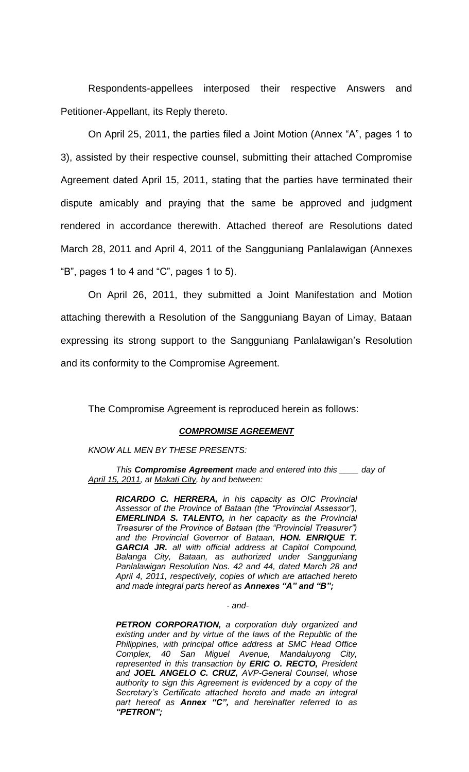Respondents-appellees interposed their respective Answers and Petitioner-Appellant, its Reply thereto.

On April 25, 2011, the parties filed a Joint Motion (Annex "A", pages 1 to 3), assisted by their respective counsel, submitting their attached Compromise Agreement dated April 15, 2011, stating that the parties have terminated their dispute amicably and praying that the same be approved and judgment rendered in accordance therewith. Attached thereof are Resolutions dated March 28, 2011 and April 4, 2011 of the Sangguniang Panlalawigan (Annexes "B", pages 1 to 4 and "C", pages 1 to 5).

On April 26, 2011, they submitted a Joint Manifestation and Motion attaching therewith a Resolution of the Sangguniang Bayan of Limay, Bataan expressing its strong support to the Sangguniang Panlalawigan's Resolution and its conformity to the Compromise Agreement.

The Compromise Agreement is reproduced herein as follows:

***COMPROMISE AGREEMENT***

*KNOW ALL MEN BY THESE PRESENTS:*

*This **Compromise Agreement** made and entered into this ____ day of April 15, 2011, at Makati City, by and between:*

> ***RICARDO C. HERRERA,** in his capacity as OIC Provincial Assessor of the Province of Bataan (the "Provincial Assessor"), **EMERLINDA S. TALENTO,** in her capacity as the Provincial Treasurer of the Province of Bataan (the "Provincial Treasurer") and the Provincial Governor of Bataan, **HON. ENRIQUE T. GARCIA JR.** all with official address at Capitol Compound, Balanga City, Bataan, as authorized under Sangguniang Panlalawigan Resolution Nos. 42 and 44, dated March 28 and April 4, 2011, respectively, copies of which are attached hereto and made integral parts hereof as **Annexes "A" and "B";***

*- and-*

> ***PETRON CORPORATION,** a corporation duly organized and existing under and by virtue of the laws of the Republic of the Philippines, with principal office address at SMC Head Office Complex, 40 San Miguel Avenue, Mandaluyong City, represented in this transaction by **ERIC O. RECTO,** President and **JOEL ANGELO C. CRUZ,** AVP-General Counsel, whose authority to sign this Agreement is evidenced by a copy of the Secretary's Certificate attached hereto and made an integral part hereof as **Annex "C",** and hereinafter referred to as **"PETRON";***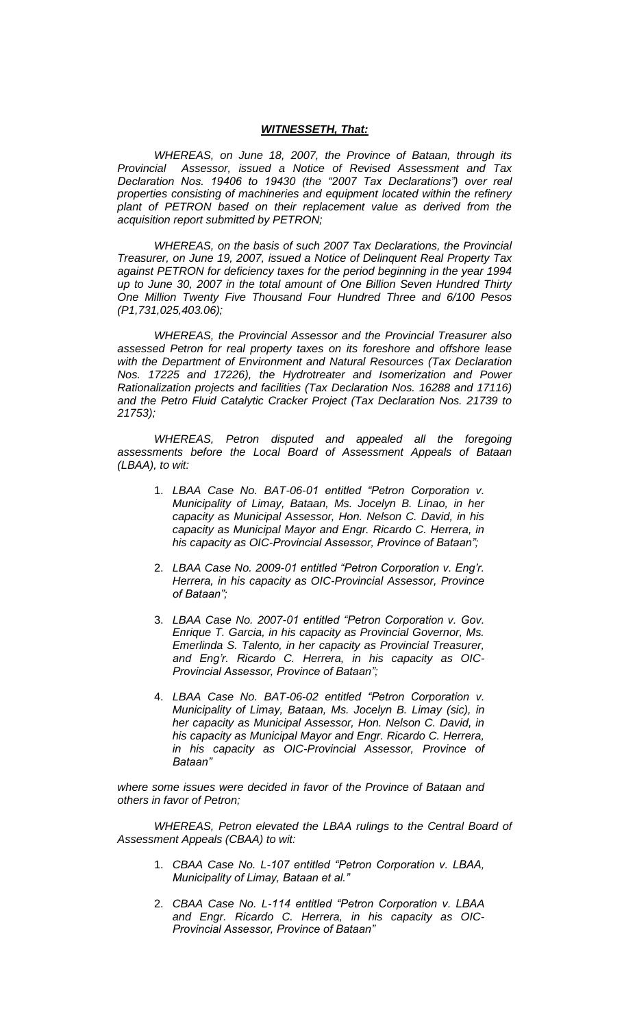***WITNESSETH, That:***

*WHEREAS, on June 18, 2007, the Province of Bataan, through its Provincial Assessor, issued a Notice of Revised Assessment and Tax Declaration Nos. 19406 to 19430 (the "2007 Tax Declarations") over real properties consisting of machineries and equipment located within the refinery plant of PETRON based on their replacement value as derived from the acquisition report submitted by PETRON;*

*WHEREAS, on the basis of such 2007 Tax Declarations, the Provincial Treasurer, on June 19, 2007, issued a Notice of Delinquent Real Property Tax against PETRON for deficiency taxes for the period beginning in the year 1994 up to June 30, 2007 in the total amount of One Billion Seven Hundred Thirty One Million Twenty Five Thousand Four Hundred Three and 6/100 Pesos (P1,731,025,403.06);*

*WHEREAS, the Provincial Assessor and the Provincial Treasurer also assessed Petron for real property taxes on its foreshore and offshore lease with the Department of Environment and Natural Resources (Tax Declaration Nos. 17225 and 17226), the Hydrotreater and Isomerization and Power Rationalization projects and facilities (Tax Declaration Nos. 16288 and 17116) and the Petro Fluid Catalytic Cracker Project (Tax Declaration Nos. 21739 to 21753);*

*WHEREAS, Petron disputed and appealed all the foregoing assessments before the Local Board of Assessment Appeals of Bataan (LBAA), to wit:*

1. *LBAA Case No. BAT-06-01 entitled "Petron Corporation v. Municipality of Limay, Bataan, Ms. Jocelyn B. Linao, in her capacity as Municipal Assessor, Hon. Nelson C. David, in his capacity as Municipal Mayor and Engr. Ricardo C. Herrera, in his capacity as OIC-Provincial Assessor, Province of Bataan";*

2. *LBAA Case No. 2009-01 entitled "Petron Corporation v. Eng'r. Herrera, in his capacity as OIC-Provincial Assessor, Province of Bataan";*

3. *LBAA Case No. 2007-01 entitled "Petron Corporation v. Gov. Enrique T. Garcia, in his capacity as Provincial Governor, Ms. Emerlinda S. Talento, in her capacity as Provincial Treasurer, and Eng'r. Ricardo C. Herrera, in his capacity as OIC-Provincial Assessor, Province of Bataan";*

4. *LBAA Case No. BAT-06-02 entitled "Petron Corporation v. Municipality of Limay, Bataan, Ms. Jocelyn B. Limay (sic), in her capacity as Municipal Assessor, Hon. Nelson C. David, in his capacity as Municipal Mayor and Engr. Ricardo C. Herrera, in his capacity as OIC-Provincial Assessor, Province of Bataan"*

*where some issues were decided in favor of the Province of Bataan and others in favor of Petron;*

*WHEREAS, Petron elevated the LBAA rulings to the Central Board of Assessment Appeals (CBAA) to wit:*

1. *CBAA Case No. L-107 entitled "Petron Corporation v. LBAA, Municipality of Limay, Bataan et al."*

2. *CBAA Case No. L-114 entitled "Petron Corporation v. LBAA and Engr. Ricardo C. Herrera, in his capacity as OIC-Provincial Assessor, Province of Bataan"*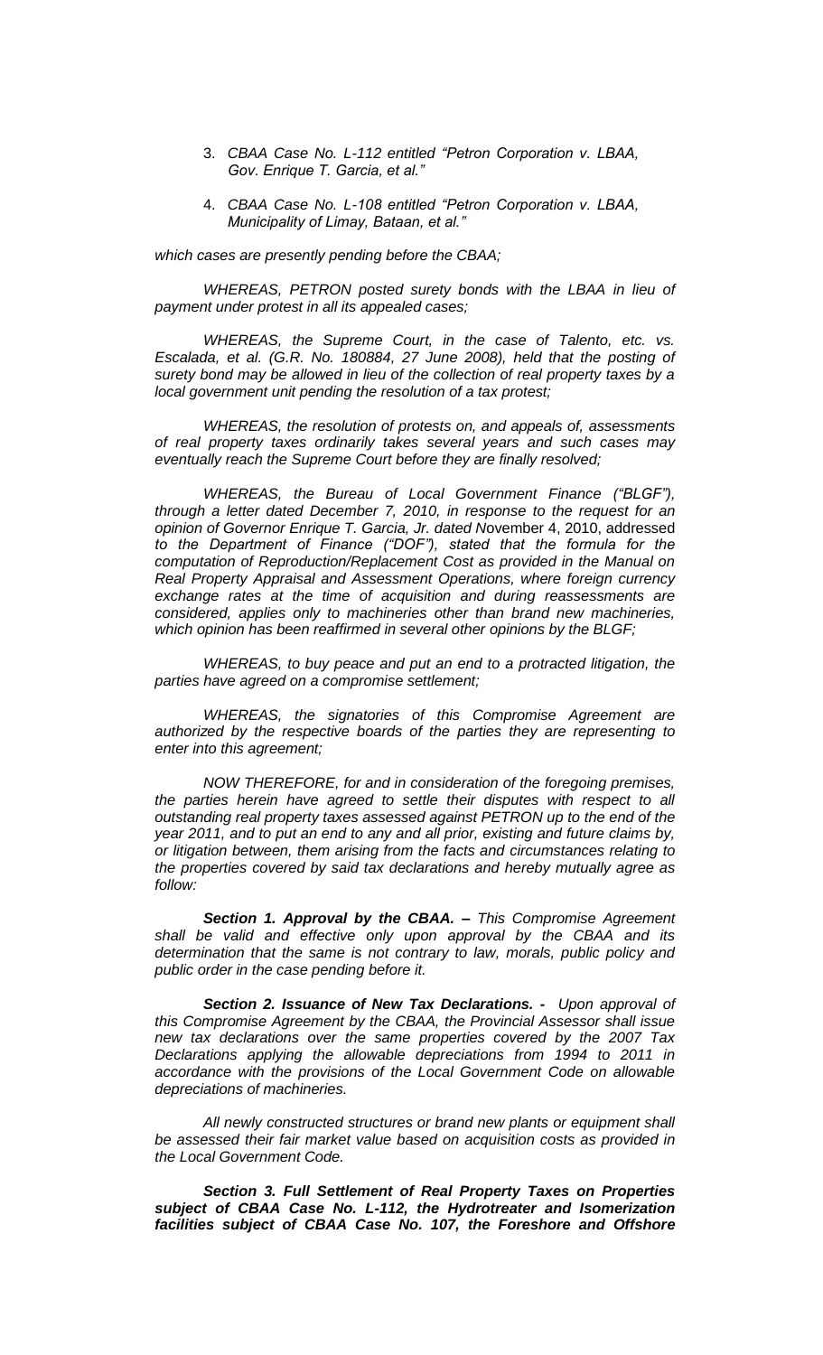3. *CBAA Case No. L-112 entitled "Petron Corporation v. LBAA, Gov. Enrique T. Garcia, et al."*

4. *CBAA Case No. L-108 entitled "Petron Corporation v. LBAA, Municipality of Limay, Bataan, et al."*

*which cases are presently pending before the CBAA;*

*WHEREAS, PETRON posted surety bonds with the LBAA in lieu of payment under protest in all its appealed cases;*

*WHEREAS, the Supreme Court, in the case of Talento, etc. vs. Escalada, et al. (G.R. No. 180884, 27 June 2008), held that the posting of surety bond may be allowed in lieu of the collection of real property taxes by a local government unit pending the resolution of a tax protest;*

*WHEREAS, the resolution of protests on, and appeals of, assessments of real property taxes ordinarily takes several years and such cases may eventually reach the Supreme Court before they are finally resolved;*

*WHEREAS, the Bureau of Local Government Finance ("BLGF"), through a letter dated December 7, 2010, in response to the request for an opinion of Governor Enrique T. Garcia, Jr. dated N*ovember 4, 2010, addressed *to the Department of Finance ("DOF"), stated that the formula for the computation of Reproduction/Replacement Cost as provided in the Manual on Real Property Appraisal and Assessment Operations, where foreign currency exchange rates at the time of acquisition and during reassessments are considered, applies only to machineries other than brand new machineries, which opinion has been reaffirmed in several other opinions by the BLGF;*

*WHEREAS, to buy peace and put an end to a protracted litigation, the parties have agreed on a compromise settlement;*

*WHEREAS, the signatories of this Compromise Agreement are authorized by the respective boards of the parties they are representing to enter into this agreement;*

*NOW THEREFORE, for and in consideration of the foregoing premises, the parties herein have agreed to settle their disputes with respect to all outstanding real property taxes assessed against PETRON up to the end of the year 2011, and to put an end to any and all prior, existing and future claims by, or litigation between, them arising from the facts and circumstances relating to the properties covered by said tax declarations and hereby mutually agree as follow:*

***Section 1. Approval by the CBAA. –*** *This Compromise Agreement shall be valid and effective only upon approval by the CBAA and its determination that the same is not contrary to law, morals, public policy and public order in the case pending before it.*

***Section 2. Issuance of New Tax Declarations. -*** *Upon approval of this Compromise Agreement by the CBAA, the Provincial Assessor shall issue new tax declarations over the same properties covered by the 2007 Tax Declarations applying the allowable depreciations from 1994 to 2011 in accordance with the provisions of the Local Government Code on allowable depreciations of machineries.*

*All newly constructed structures or brand new plants or equipment shall be assessed their fair market value based on acquisition costs as provided in the Local Government Code.*

***Section 3. Full Settlement of Real Property Taxes on Properties subject of CBAA Case No. L-112, the Hydrotreater and Isomerization facilities subject of CBAA Case No. 107, the Foreshore and Offshore***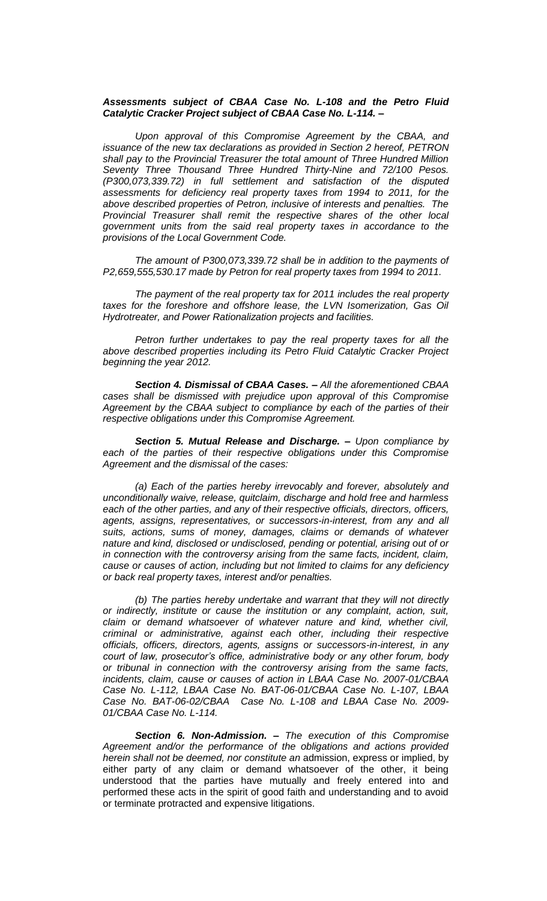***Assessments subject of CBAA Case No. L-108 and the Petro Fluid Catalytic Cracker Project subject of CBAA Case No. L-114. –***

*Upon approval of this Compromise Agreement by the CBAA, and issuance of the new tax declarations as provided in Section 2 hereof, PETRON shall pay to the Provincial Treasurer the total amount of Three Hundred Million Seventy Three Thousand Three Hundred Thirty-Nine and 72/100 Pesos. (P300,073,339.72) in full settlement and satisfaction of the disputed assessments for deficiency real property taxes from 1994 to 2011, for the above described properties of Petron, inclusive of interests and penalties. The Provincial Treasurer shall remit the respective shares of the other local government units from the said real property taxes in accordance to the provisions of the Local Government Code.*

*The amount of P300,073,339.72 shall be in addition to the payments of P2,659,555,530.17 made by Petron for real property taxes from 1994 to 2011.*

*The payment of the real property tax for 2011 includes the real property taxes for the foreshore and offshore lease, the LVN Isomerization, Gas Oil Hydrotreater, and Power Rationalization projects and facilities.*

*Petron further undertakes to pay the real property taxes for all the above described properties including its Petro Fluid Catalytic Cracker Project beginning the year 2012.*

***Section 4. Dismissal of CBAA Cases. –*** *All the aforementioned CBAA cases shall be dismissed with prejudice upon approval of this Compromise Agreement by the CBAA subject to compliance by each of the parties of their respective obligations under this Compromise Agreement.*

***Section 5. Mutual Release and Discharge. –*** *Upon compliance by each of the parties of their respective obligations under this Compromise Agreement and the dismissal of the cases:*

*(a) Each of the parties hereby irrevocably and forever, absolutely and unconditionally waive, release, quitclaim, discharge and hold free and harmless each of the other parties, and any of their respective officials, directors, officers, agents, assigns, representatives, or successors-in-interest, from any and all suits, actions, sums of money, damages, claims or demands of whatever nature and kind, disclosed or undisclosed, pending or potential, arising out of or in connection with the controversy arising from the same facts, incident, claim, cause or causes of action, including but not limited to claims for any deficiency or back real property taxes, interest and/or penalties.*

*(b) The parties hereby undertake and warrant that they will not directly or indirectly, institute or cause the institution or any complaint, action, suit, claim or demand whatsoever of whatever nature and kind, whether civil, criminal or administrative, against each other, including their respective officials, officers, directors, agents, assigns or successors-in-interest, in any court of law, prosecutor's office, administrative body or any other forum, body or tribunal in connection with the controversy arising from the same facts, incidents, claim, cause or causes of action in LBAA Case No. 2007-01/CBAA Case No. L-112, LBAA Case No. BAT-06-01/CBAA Case No. L-107, LBAA Case No. BAT-06-02/CBAA Case No. L-108 and LBAA Case No. 2009-01/CBAA Case No. L-114.*

***Section 6. Non-Admission. –*** *The execution of this Compromise Agreement and/or the performance of the obligations and actions provided herein shall not be deemed, nor constitute an* admission, express or implied, by either party of any claim or demand whatsoever of the other, it being understood that the parties have mutually and freely entered into and performed these acts in the spirit of good faith and understanding and to avoid or terminate protracted and expensive litigations.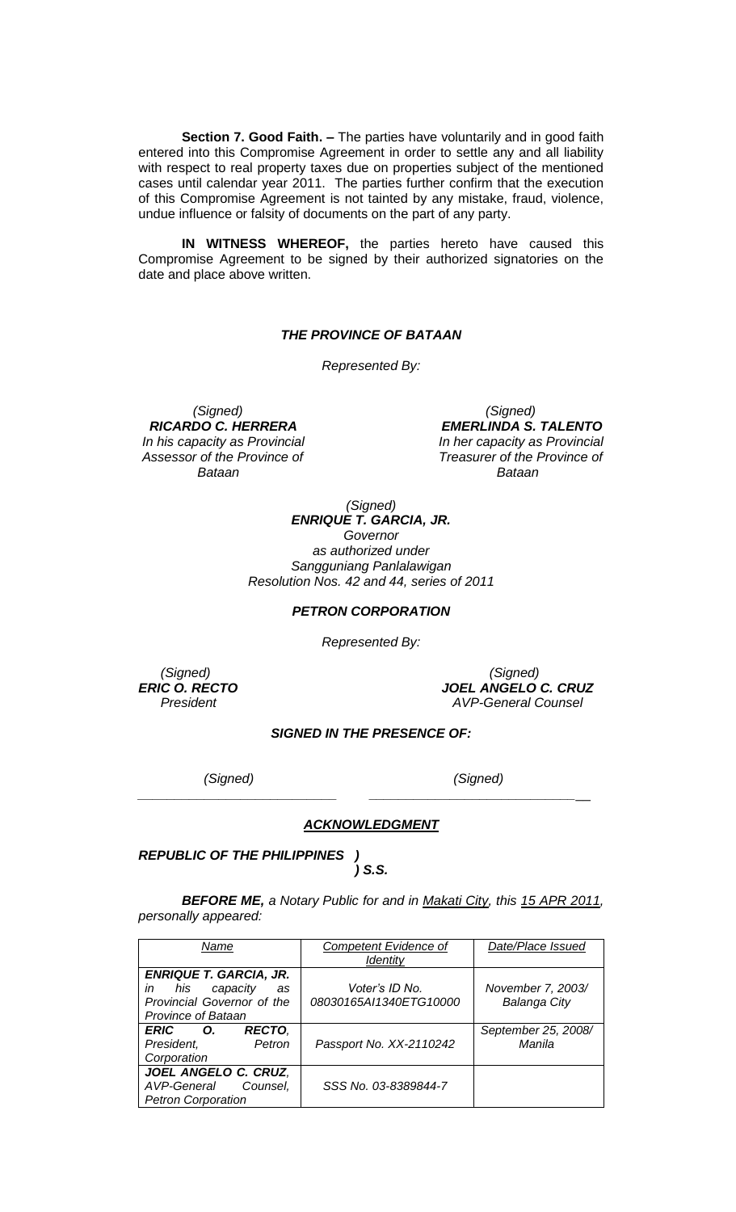**Section 7. Good Faith. –** The parties have voluntarily and in good faith entered into this Compromise Agreement in order to settle any and all liability with respect to real property taxes due on properties subject of the mentioned cases until calendar year 2011. The parties further confirm that the execution of this Compromise Agreement is not tainted by any mistake, fraud, violence, undue influence or falsity of documents on the part of any party.

**IN WITNESS WHEREOF,** the parties hereto have caused this Compromise Agreement to be signed by their authorized signatories on the date and place above written.

***THE PROVINCE OF BATAAN***

*Represented By:*

*(Signed)*
***RICARDO C. HERRERA***
*In his capacity as Provincial Assessor of the Province of Bataan*

*(Signed)*
***EMERLINDA S. TALENTO***
*In her capacity as Provincial Treasurer of the Province of Bataan*

*(Signed)*
***ENRIQUE T. GARCIA, JR.***
*Governor*
*as authorized under*
*Sangguniang Panlalawigan*
*Resolution Nos. 42 and 44, series of 2011*

***PETRON CORPORATION***

*Represented By:*

*(Signed)*
***ERIC O. RECTO***
*President*

*(Signed)*
***JOEL ANGELO C. CRUZ***
*AVP-General Counsel*

***SIGNED IN THE PRESENCE OF:***

*(Signed)* \_\_\_\_\_\_\_\_\_\_\_\_\_\_\_\_\_\_\_\_\_\_\_\_\_\_

*(Signed)* \_\_\_\_\_\_\_\_\_\_\_\_\_\_\_\_\_\_\_\_\_\_\_\_\_\_

***ACKNOWLEDGMENT***

***REPUBLIC OF THE PHILIPPINES )***
***) S.S.***

***BEFORE ME,*** *a Notary Public for and in Makati City, this 15 APR 2011, personally appeared:*

| *Name* | *Competent Evidence of Identity* | *Date/Place Issued* |
|---|---|---|
| ***ENRIQUE T. GARCIA, JR.*** *in his capacity as Provincial Governor of the Province of Bataan* | *Voter's ID No. 08030165AI1340ETG10000* | *November 7, 2003/ Balanga City* |
| ***ERIC O. RECTO****, President, Petron Corporation* | *Passport No. XX-2110242* | *September 25, 2008/ Manila* |
| ***JOEL ANGELO C. CRUZ****, AVP-General Counsel, Petron Corporation* | *SSS No. 03-8389844-7* | |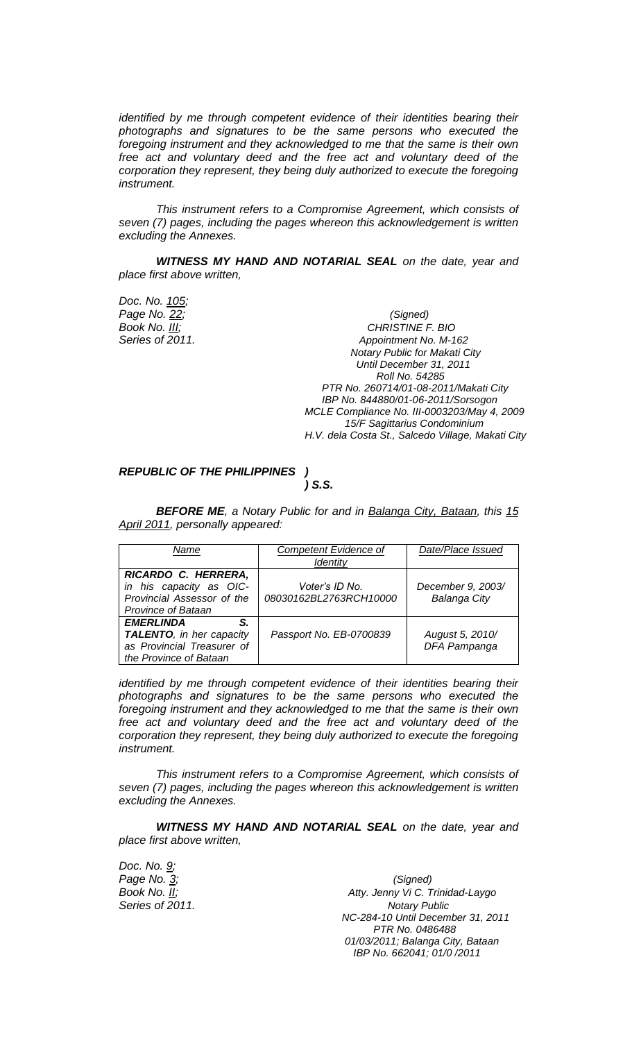*identified by me through competent evidence of their identities bearing their photographs and signatures to be the same persons who executed the foregoing instrument and they acknowledged to me that the same is their own free act and voluntary deed and the free act and voluntary deed of the corporation they represent, they being duly authorized to execute the foregoing instrument.*

*This instrument refers to a Compromise Agreement, which consists of seven (7) pages, including the pages whereon this acknowledgement is written excluding the Annexes.*

***WITNESS MY HAND AND NOTARIAL SEAL** on the date, year and place first above written,*

*Doc. No. 105;*
*Page No. 22;*
*Book No. III;*
*Series of 2011.*

*(Signed)*
*CHRISTINE F. BIO*
*Appointment No. M-162*
*Notary Public for Makati City*
*Until December 31, 2011*
*Roll No. 54285*
*PTR No. 260714/01-08-2011/Makati City*
*IBP No. 844880/01-06-2011/Sorsogon*
*MCLE Compliance No. III-0003203/May 4, 2009*
*15/F Sagittarius Condominium*
*H.V. dela Costa St., Salcedo Village, Makati City*

***REPUBLIC OF THE PHILIPPINES )***
***) S.S.***

***BEFORE ME**, a Notary Public for and in Balanga City, Bataan, this 15 April 2011, personally appeared:*

| *Name* | *Competent Evidence of Identity* | *Date/Place Issued* |
|---|---|---|
| ***RICARDO C. HERRERA**, in his capacity as OIC-Provincial Assessor of the Province of Bataan* | *Voter's ID No. 08030162BL2763RCH10000* | *December 9, 2003/ Balanga City* |
| ***EMERLINDA S. TALENTO**, in her capacity as Provincial Treasurer of the Province of Bataan* | *Passport No. EB-0700839* | *August 5, 2010/ DFA Pampanga* |

*identified by me through competent evidence of their identities bearing their photographs and signatures to be the same persons who executed the foregoing instrument and they acknowledged to me that the same is their own free act and voluntary deed and the free act and voluntary deed of the corporation they represent, they being duly authorized to execute the foregoing instrument.*

*This instrument refers to a Compromise Agreement, which consists of seven (7) pages, including the pages whereon this acknowledgement is written excluding the Annexes.*

***WITNESS MY HAND AND NOTARIAL SEAL** on the date, year and place first above written,*

*Doc. No. 9;*
*Page No. 3;*
*Book No. II;*
*Series of 2011.*

*(Signed)*
*Atty. Jenny Vi C. Trinidad-Laygo*
*Notary Public*
*NC-284-10 Until December 31, 2011*
*PTR No. 0486488*
*01/03/2011; Balanga City, Bataan*
*IBP No. 662041; 01/0 /2011*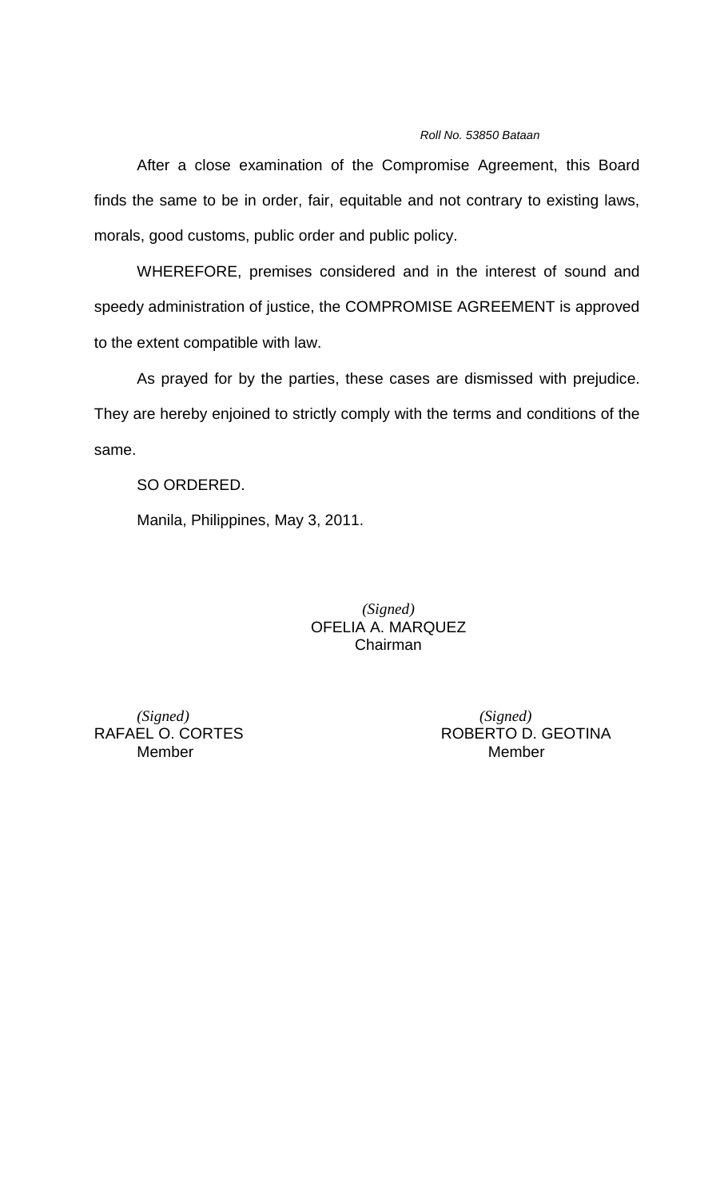After a close examination of the Compromise Agreement, this Board finds the same to be in order, fair, equitable and not contrary to existing laws, morals, good customs, public order and public policy.

WHEREFORE, premises considered and in the interest of sound and speedy administration of justice, the COMPROMISE AGREEMENT is approved to the extent compatible with law.

As prayed for by the parties, these cases are dismissed with prejudice. They are hereby enjoined to strictly comply with the terms and conditions of the same.

SO ORDERED.

Manila, Philippines, May 3, 2011.

*(Signed)*
OFELIA A. MARQUEZ
Chairman

*(Signed)*
RAFAEL O. CORTES
Member

*(Signed)*
ROBERTO D. GEOTINA
Member